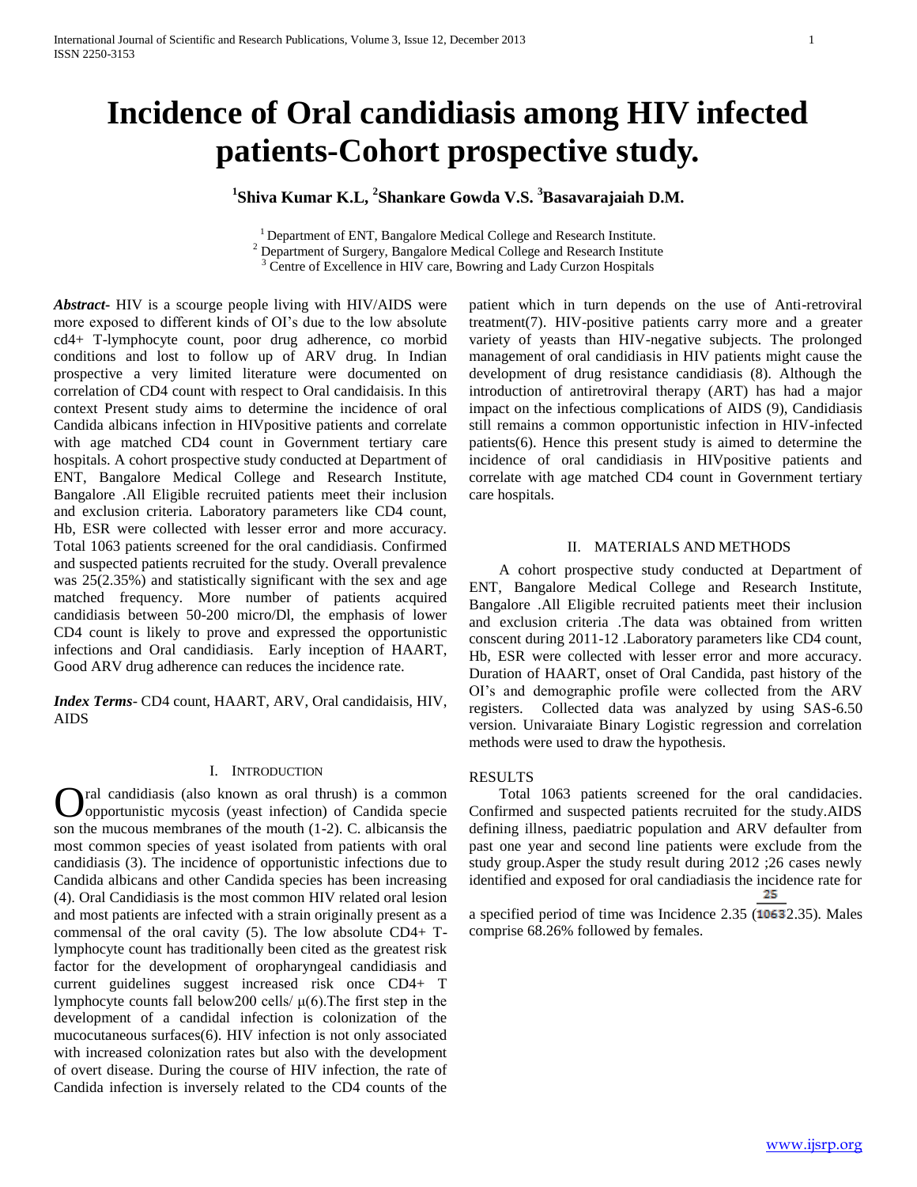# Incidence of Oral candidiasis among HIV infected patients-Cohort prospective study.

**[1]Shiva Kumar K.L, [2]Shankare Gowda V.S. [3]Basavarajaiah D.M.**

[1] Department of ENT, Bangalore Medical College and Research Institute.
[2] Department of Surgery, Bangalore Medical College and Research Institute
[3] Centre of Excellence in HIV care, Bowring and Lady Curzon Hospitals

***Abstract***- HIV is a scourge people living with HIV/AIDS were more exposed to different kinds of OI's due to the low absolute cd4+ T-lymphocyte count, poor drug adherence, co morbid conditions and lost to follow up of ARV drug. In Indian prospective a very limited literature were documented on correlation of CD4 count with respect to Oral candidaisis. In this context Present study aims to determine the incidence of oral Candida albicans infection in HIVpositive patients and correlate with age matched CD4 count in Government tertiary care hospitals. A cohort prospective study conducted at Department of ENT, Bangalore Medical College and Research Institute, Bangalore .All Eligible recruited patients meet their inclusion and exclusion criteria. Laboratory parameters like CD4 count, Hb, ESR were collected with lesser error and more accuracy. Total 1063 patients screened for the oral candidiasis. Confirmed and suspected patients recruited for the study. Overall prevalence was 25(2.35%) and statistically significant with the sex and age matched frequency. More number of patients acquired candidiasis between 50-200 micro/Dl, the emphasis of lower CD4 count is likely to prove and expressed the opportunistic infections and Oral candidiasis. Early inception of HAART, Good ARV drug adherence can reduces the incidence rate.

***Index Terms***- CD4 count, HAART, ARV, Oral candidaisis, HIV, AIDS

## I. Introduction

Oral candidiasis (also known as oral thrush) is a common opportunistic mycosis (yeast infection) of Candida specie son the mucous membranes of the mouth (1-2). C. albicansis the most common species of yeast isolated from patients with oral candidiasis (3). The incidence of opportunistic infections due to Candida albicans and other Candida species has been increasing (4). Oral Candidiasis is the most common HIV related oral lesion and most patients are infected with a strain originally present as a commensal of the oral cavity (5). The low absolute CD4+ T-lymphocyte count has traditionally been cited as the greatest risk factor for the development of oropharyngeal candidiasis and current guidelines suggest increased risk once CD4+ T lymphocyte counts fall below200 cells/ μ(6).The first step in the development of a candidal infection is colonization of the mucocutaneous surfaces(6). HIV infection is not only associated with increased colonization rates but also with the development of overt disease. During the course of HIV infection, the rate of Candida infection is inversely related to the CD4 counts of the patient which in turn depends on the use of Anti-retroviral treatment(7). HIV-positive patients carry more and a greater variety of yeasts than HIV-negative subjects. The prolonged management of oral candidiasis in HIV patients might cause the development of drug resistance candidiasis (8). Although the introduction of antiretroviral therapy (ART) has had a major impact on the infectious complications of AIDS (9), Candidiasis still remains a common opportunistic infection in HIV-infected patients(6). Hence this present study is aimed to determine the incidence of oral candidiasis in HIVpositive patients and correlate with age matched CD4 count in Government tertiary care hospitals.

## II. Materials and Methods

A cohort prospective study conducted at Department of ENT, Bangalore Medical College and Research Institute, Bangalore .All Eligible recruited patients meet their inclusion and exclusion criteria .The data was obtained from written conscent during 2011-12 .Laboratory parameters like CD4 count, Hb, ESR were collected with lesser error and more accuracy. Duration of HAART, onset of Oral Candida, past history of the OI's and demographic profile were collected from the ARV registers. Collected data was analyzed by using SAS-6.50 version. Univaraiate Binary Logistic regression and correlation methods were used to draw the hypothesis.

## RESULTS

Total 1063 patients screened for the oral candidacies. Confirmed and suspected patients recruited for the study.AIDS defining illness, paediatric population and ARV defaulter from past one year and second line patients were exclude from the study group.Asper the study result during 2012 ;26 cases newly identified and exposed for oral candiadiasis the incidence rate for a specified period of time was Incidence 2.35 ($\frac{25}{1063}$2.35). Males comprise 68.26% followed by females.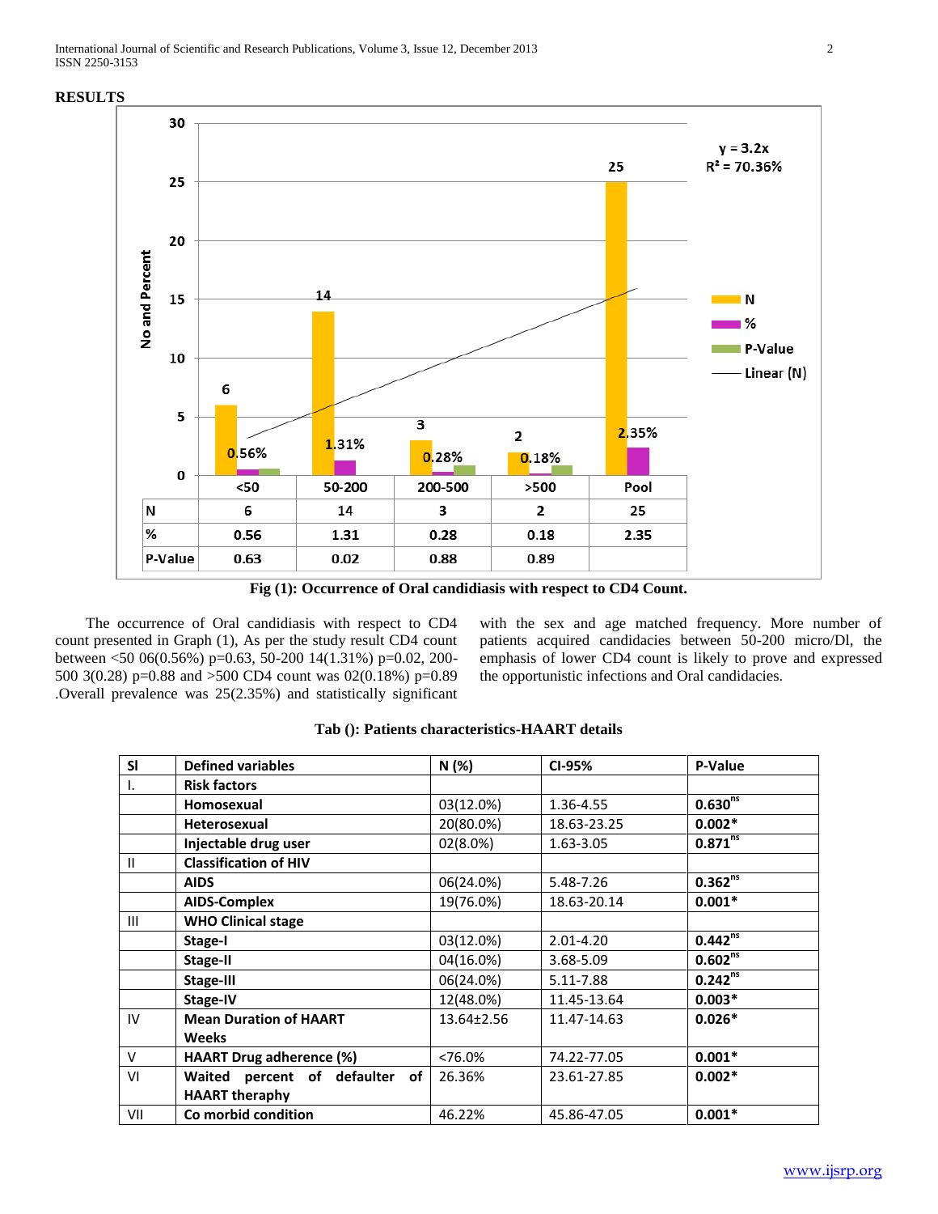## RESULTS

| | <50 | 50-200 | 200-500 | >500 | Pool |
|---|---|---|---|---|---|
| N | 6 | 14 | 3 | 2 | 25 |
| % | 0.56 | 1.31 | 0.28 | 0.18 | 2.35 |
| P-Value | 0.63 | 0.02 | 0.88 | 0.89 | |

Fig (1): Occurrence of Oral candidiasis with respect to CD4 Count.

The occurrence of Oral candidiasis with respect to CD4 count presented in Graph (1), As per the study result CD4 count between <50 06(0.56%) p=0.63, 50-200 14(1.31%) p=0.02, 200-500 3(0.28) p=0.88 and >500 CD4 count was 02(0.18%) p=0.89 .Overall prevalence was 25(2.35%) and statistically significant with the sex and age matched frequency. More number of patients acquired candidacies between 50-200 micro/Dl, the emphasis of lower CD4 count is likely to prove and expressed the opportunistic infections and Oral candidacies.

**Tab (): Patients characteristics-HAART details**

| Sl | Defined variables | N (%) | CI-95% | P-Value |
|---|---|---|---|---|
| I. | **Risk factors** | | | |
| | Homosexual | 03(12.0%) | 1.36-4.55 | 0.630[ns] |
| | Heterosexual | 20(80.0%) | 18.63-23.25 | 0.002* |
| | Injectable drug user | 02(8.0%) | 1.63-3.05 | 0.871[ns] |
| II | **Classification of HIV** | | | |
| | AIDS | 06(24.0%) | 5.48-7.26 | 0.362[ns] |
| | AIDS-Complex | 19(76.0%) | 18.63-20.14 | 0.001* |
| III | **WHO Clinical stage** | | | |
| | Stage-I | 03(12.0%) | 2.01-4.20 | 0.442[ns] |
| | Stage-II | 04(16.0%) | 3.68-5.09 | 0.602[ns] |
| | Stage-III | 06(24.0%) | 5.11-7.88 | 0.242[ns] |
| | Stage-IV | 12(48.0%) | 11.45-13.64 | 0.003* |
| IV | Mean Duration of HAART Weeks | 13.64±2.56 | 11.47-14.63 | 0.026* |
| V | HAART Drug adherence (%) | <76.0% | 74.22-77.05 | 0.001* |
| VI | Waited percent of defaulter of HAART theraphy | 26.36% | 23.61-27.85 | 0.002* |
| VII | Co morbid condition | 46.22% | 45.86-47.05 | 0.001* |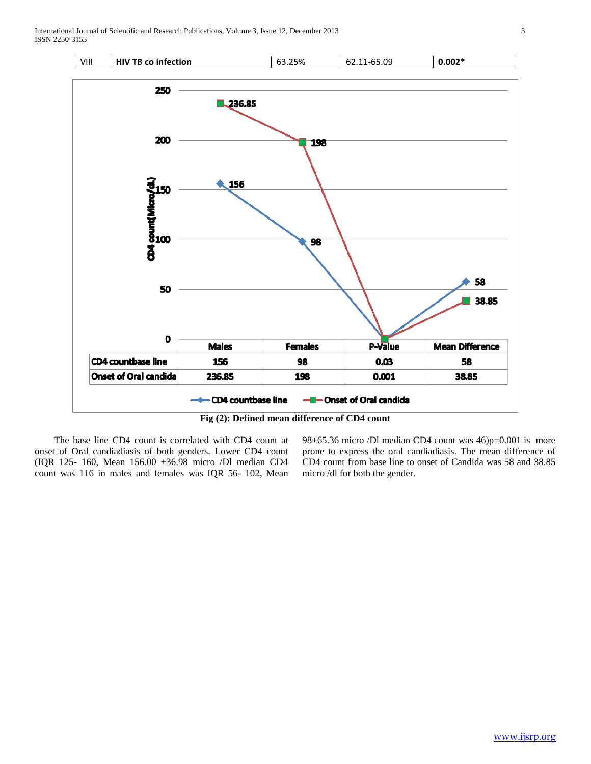| VIII | HIV TB co infection | 63.25% | 62.11-65.09 | 0.002* |
|---|---|---|---|---|

| | Males | Females | P-Value | Mean Difference |
|---|---|---|---|---|
| CD4 countbase line | 156 | 98 | 0.03 | 58 |
| Onset of Oral candida | 236.85 | 198 | 0.001 | 38.85 |

Fig (2): Defined mean difference of CD4 count

The base line CD4 count is correlated with CD4 count at onset of Oral candiadiasis of both genders. Lower CD4 count (IQR 125- 160, Mean 156.00 ±36.98 micro /Dl median CD4 count was 116 in males and females was IQR 56- 102, Mean 98±65.36 micro /Dl median CD4 count was 46)p=0.001 is more prone to express the oral candiadiasis. The mean difference of CD4 count from base line to onset of Candida was 58 and 38.85 micro /dl for both the gender.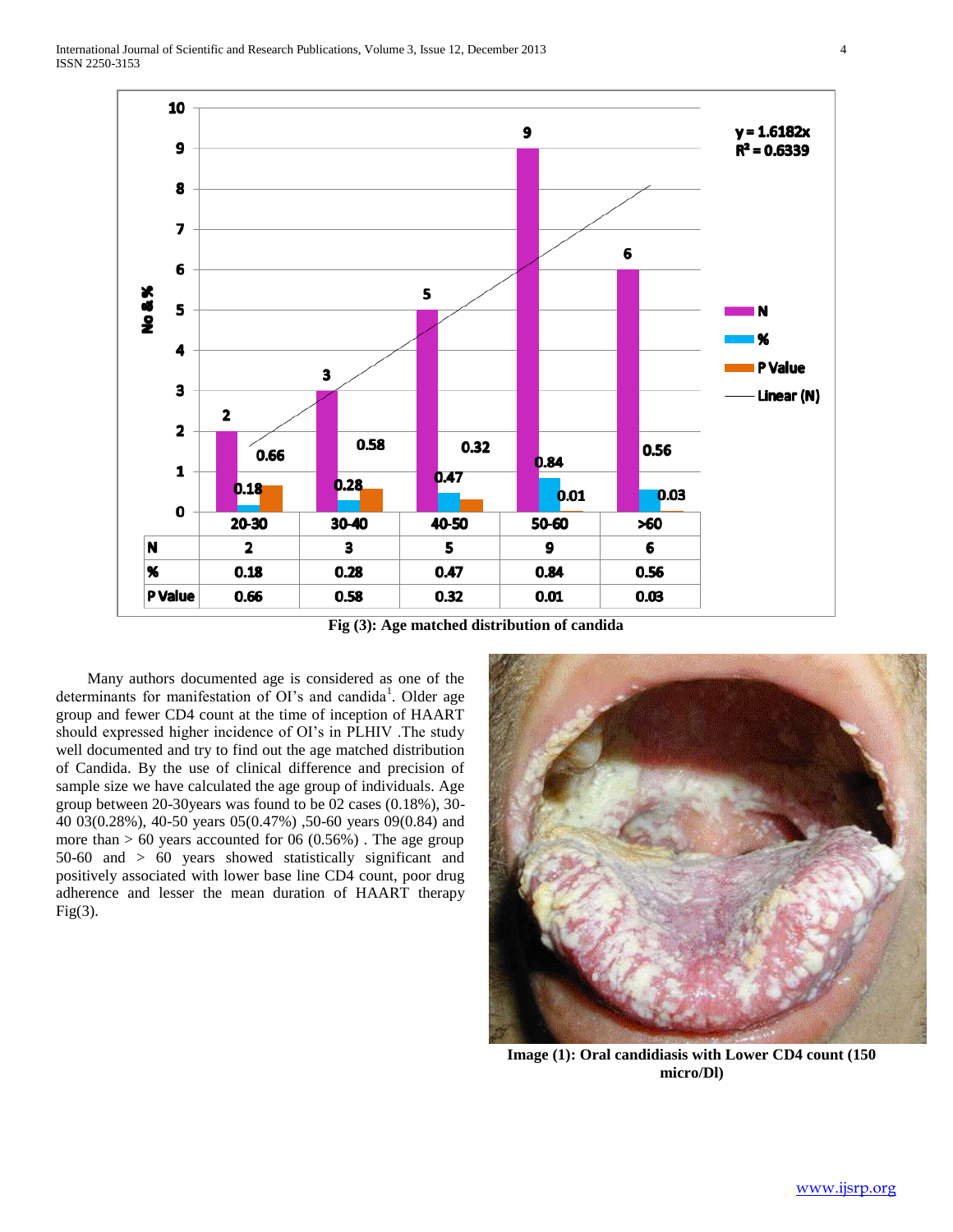| | 20-30 | 30-40 | 40-50 | 50-60 | >60 |
|---|---|---|---|---|---|
| N | 2 | 3 | 5 | 9 | 6 |
| % | 0.18 | 0.28 | 0.47 | 0.84 | 0.56 |
| P Value | 0.66 | 0.58 | 0.32 | 0.01 | 0.03 |

$y = 1.6182x$
$R^2 = 0.6339$

**Fig (3): Age matched distribution of candida**

Many authors documented age is considered as one of the determinants for manifestation of OI's and candida[1]. Older age group and fewer CD4 count at the time of inception of HAART should expressed higher incidence of OI's in PLHIV .The study well documented and try to find out the age matched distribution of Candida. By the use of clinical difference and precision of sample size we have calculated the age group of individuals. Age group between 20-30years was found to be 02 cases (0.18%), 30-40 03(0.28%), 40-50 years 05(0.47%) ,50-60 years 09(0.84) and more than > 60 years accounted for 06 (0.56%) . The age group 50-60 and > 60 years showed statistically significant and positively associated with lower base line CD4 count, poor drug adherence and lesser the mean duration of HAART therapy Fig(3).

**Image (1): Oral candidiasis with Lower CD4 count (150 micro/Dl)**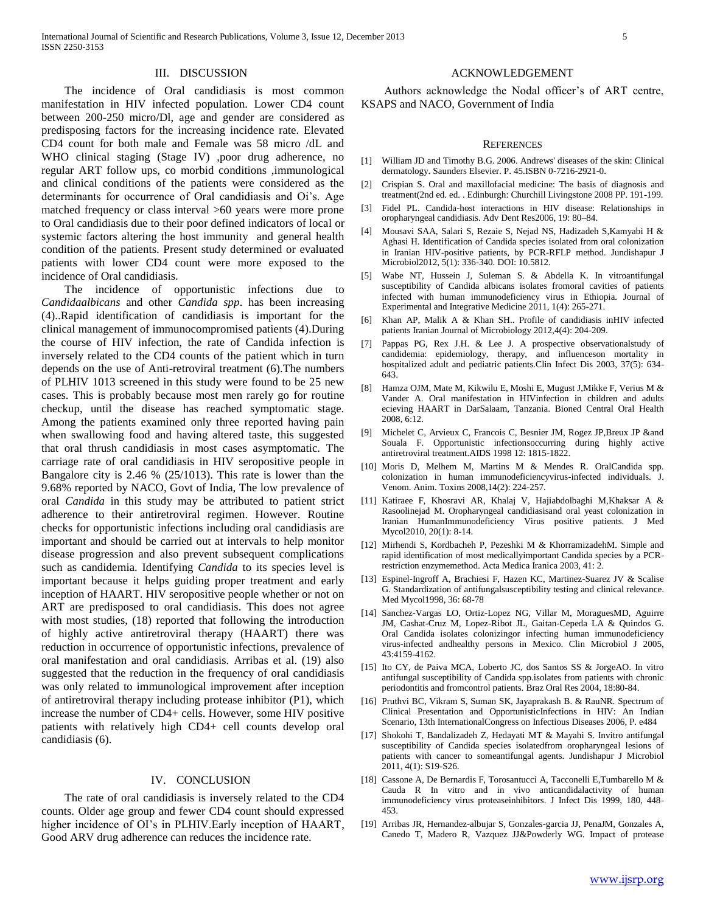## III. DISCUSSION

The incidence of Oral candidiasis is most common manifestation in HIV infected population. Lower CD4 count between 200-250 micro/Dl, age and gender are considered as predisposing factors for the increasing incidence rate. Elevated CD4 count for both male and Female was 58 micro /dL and WHO clinical staging (Stage IV) ,poor drug adherence, no regular ART follow ups, co morbid conditions ,immunological and clinical conditions of the patients were considered as the determinants for occurrence of Oral candidiasis and Oi's. Age matched frequency or class interval >60 years were more prone to Oral candidiasis due to their poor defined indicators of local or systemic factors altering the host immunity and general health condition of the patients. Present study determined or evaluated patients with lower CD4 count were more exposed to the incidence of Oral candidiasis.

The incidence of opportunistic infections due to *Candidaalbicans* and other *Candida spp*. has been increasing (4)..Rapid identification of candidiasis is important for the clinical management of immunocompromised patients (4).During the course of HIV infection, the rate of Candida infection is inversely related to the CD4 counts of the patient which in turn depends on the use of Anti-retroviral treatment (6).The numbers of PLHIV 1013 screened in this study were found to be 25 new cases. This is probably because most men rarely go for routine checkup, until the disease has reached symptomatic stage. Among the patients examined only three reported having pain when swallowing food and having altered taste, this suggested that oral thrush candidiasis in most cases asymptomatic. The carriage rate of oral candidiasis in HIV seropositive people in Bangalore city is 2.46 % (25/1013). This rate is lower than the 9.68% reported by NACO, Govt of India, The low prevalence of oral *Candida* in this study may be attributed to patient strict adherence to their antiretroviral regimen. However. Routine checks for opportunistic infections including oral candidiasis are important and should be carried out at intervals to help monitor disease progression and also prevent subsequent complications such as candidemia. Identifying *Candida* to its species level is important because it helps guiding proper treatment and early inception of HAART. HIV seropositive people whether or not on ART are predisposed to oral candidiasis. This does not agree with most studies, (18) reported that following the introduction of highly active antiretroviral therapy (HAART) there was reduction in occurrence of opportunistic infections, prevalence of oral manifestation and oral candidiasis. Arribas et al. (19) also suggested that the reduction in the frequency of oral candidiasis was only related to immunological improvement after inception of antiretroviral therapy including protease inhibitor (P1), which increase the number of CD4+ cells. However, some HIV positive patients with relatively high CD4+ cell counts develop oral candidiasis (6).

## IV. CONCLUSION

The rate of oral candidiasis is inversely related to the CD4 counts. Older age group and fewer CD4 count should expressed higher incidence of OI's in PLHIV.Early inception of HAART, Good ARV drug adherence can reduces the incidence rate.

## ACKNOWLEDGEMENT

Authors acknowledge the Nodal officer's of ART centre, KSAPS and NACO, Government of India

## REFERENCES

[1] William JD and Timothy B.G. 2006. Andrews' diseases of the skin: Clinical dermatology. Saunders Elsevier. P. 45.ISBN 0-7216-2921-0.

[2] Crispian S. Oral and maxillofacial medicine: The basis of diagnosis and treatment(2nd ed. ed. . Edinburgh: Churchill Livingstone 2008 PP. 191-199.

[3] Fidel PL. Candida-host interactions in HIV disease: Relationships in oropharyngeal candidiasis. Adv Dent Res2006, 19: 80–84.

[4] Mousavi SAA, Salari S, Rezaie S, Nejad NS, Hadizadeh S,Kamyabi H & Aghasi H. Identification of Candida species isolated from oral colonization in Iranian HIV-positive patients, by PCR-RFLP method. Jundishapur J Microbiol2012, 5(1): 336-340. DOI: 10.5812.

[5] Wabe NT, Hussein J, Suleman S. & Abdella K. In vitroantifungal susceptibility of Candida albicans isolates fromoral cavities of patients infected with human immunodeficiency virus in Ethiopia. Journal of Experimental and Integrative Medicine 2011, 1(4): 265-271.

[6] Khan AP, Malik A & Khan SH.. Profile of candidiasis inHIV infected patients Iranian Journal of Microbiology 2012,4(4): 204-209.

[7] Pappas PG, Rex J.H. & Lee J. A prospective observationalstudy of candidemia: epidemiology, therapy, and influenceson mortality in hospitalized adult and pediatric patients.Clin Infect Dis 2003, 37(5): 634-643.

[8] Hamza OJM, Mate M, Kikwilu E, Moshi E, Mugust J,Mikke F, Verius M & Vander A. Oral manifestation in HIVinfection in children and adults ecieving HAART in DarSalaam, Tanzania. Bioned Central Oral Health 2008, 6:12.

[9] Michelet C, Arvieux C, Francois C, Besnier JM, Rogez JP,Breux JP &and Souala F. Opportunistic infectionsoccurring during highly active antiretroviral treatment.AIDS 1998 12: 1815-1822.

[10] Moris D, Melhem M, Martins M & Mendes R. OralCandida spp. colonization in human immunodeficiencyvirus-infected individuals. J. Venom. Anim. Toxins 2008,14(2): 224-257.

[11] Katiraee F, Khosravi AR, Khalaj V, Hajiabdolbaghi M,Khaksar A & Rasoolinejad M. Oropharyngeal candidiasisand oral yeast colonization in Iranian HumanImmunodeficiency Virus positive patients. J Med Mycol2010, 20(1): 8-14.

[12] Mirhendi S, Kordbacheh P, Pezeshki M & KhorramizadehM. Simple and rapid identification of most medicallyimportant Candida species by a PCR-restriction enzymemethod. Acta Medica Iranica 2003, 41: 2.

[13] Espinel-Ingroff A, Brachiesi F, Hazen KC, Martinez-Suarez JV & Scalise G. Standardization of antifungalsusceptibility testing and clinical relevance. Med Mycol1998, 36: 68-78

[14] Sanchez-Vargas LO, Ortiz-Lopez NG, Villar M, MoraguesMD, Aguirre JM, Cashat-Cruz M, Lopez-Ribot JL, Gaitan-Cepeda LA & Quindos G. Oral Candida isolates colonizingor infecting human immunodeficiency virus-infected andhealthy persons in Mexico. Clin Microbiol J 2005, 43:4159-4162.

[15] Ito CY, de Paiva MCA, Loberto JC, dos Santos SS & JorgeAO. In vitro antifungal susceptibility of Candida spp.isolates from patients with chronic periodontitis and fromcontrol patients. Braz Oral Res 2004, 18:80-84.

[16] Pruthvi BC, Vikram S, Suman SK, Jayaprakash B. & RauNR. Spectrum of Clinical Presentation and OpportunisticInfections in HIV: An Indian Scenario, 13th InternationalCongress on Infectious Diseases 2006, P. e484

[17] Shokohi T, Bandalizadeh Z, Hedayati MT & Mayahi S. Invitro antifungal susceptibility of Candida species isolatedfrom oropharyngeal lesions of patients with cancer to someantifungal agents. Jundishapur J Microbiol 2011, 4(1): S19-S26.

[18] Cassone A, De Bernardis F, Torosantucci A, Tacconelli E,Tumbarello M & Cauda R In vitro and in vivo anticandidalactivity of human immunodeficiency virus proteaseinhibitors. J Infect Dis 1999, 180, 448-453.

[19] Arribas JR, Hernandez-albujar S, Gonzales-garcia JJ, PenaJM, Gonzales A, Canedo T, Madero R, Vazquez JJ&Powderly WG. Impact of protease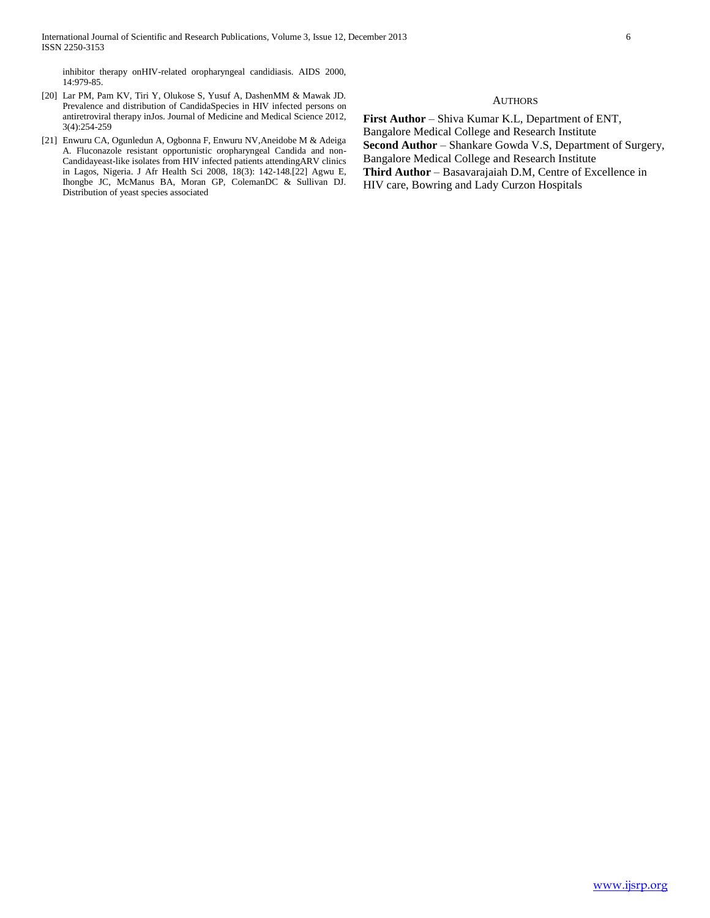inhibitor therapy onHIV-related oropharyngeal candidiasis. AIDS 2000, 14:979-85.

[20] Lar PM, Pam KV, Tiri Y, Olukose S, Yusuf A, DashenMM & Mawak JD. Prevalence and distribution of CandidaSpecies in HIV infected persons on antiretroviral therapy inJos. Journal of Medicine and Medical Science 2012, 3(4):254-259

[21] Enwuru CA, Ogunledun A, Ogbonna F, Enwuru NV,Aneidobe M & Adeiga A. Fluconazole resistant opportunistic oropharyngeal Candida and non-Candidayeast-like isolates from HIV infected patients attendingARV clinics in Lagos, Nigeria. J Afr Health Sci 2008, 18(3): 142-148.[22] Agwu E, Ihongbe JC, McManus BA, Moran GP, ColemanDC & Sullivan DJ. Distribution of yeast species associated

## Authors

**First Author** – Shiva Kumar K.L, Department of ENT, Bangalore Medical College and Research Institute

**Second Author** – Shankare Gowda V.S, Department of Surgery, Bangalore Medical College and Research Institute

**Third Author** – Basavarajaiah D.M, Centre of Excellence in HIV care, Bowring and Lady Curzon Hospitals